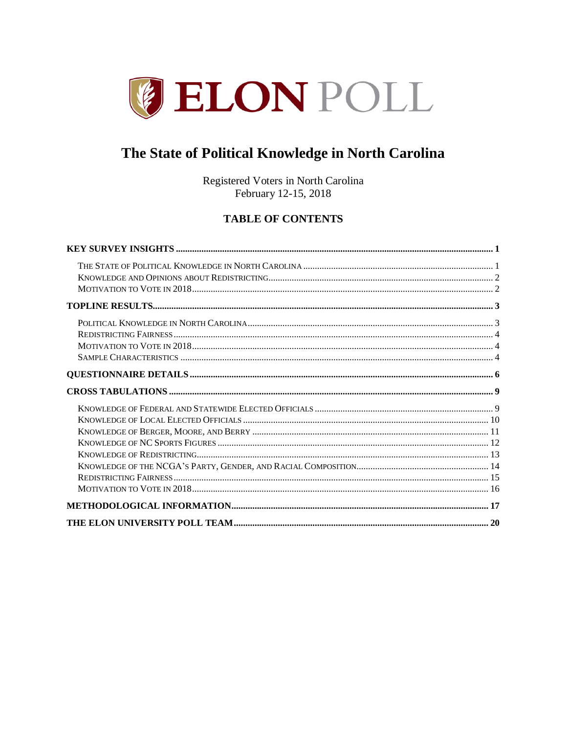# ELON POLL

# The State of Political Knowledge in North Carolina

Registered Voters in North Carolina
February 12-15, 2018

## TABLE OF CONTENTS

**KEY SURVEY INSIGHTS** ..................................................... **1**

- The State of Political Knowledge in North Carolina ..................................................... 1
- Knowledge and Opinions about Redistricting..................................................... 2
- Motivation to Vote in 2018..................................................... 2

**TOPLINE RESULTS**..................................................... **3**

- Political Knowledge in North Carolina..................................................... 3
- Redistricting Fairness..................................................... 4
- Motivation to Vote in 2018..................................................... 4
- Sample Characteristics ..................................................... 4

**QUESTIONNAIRE DETAILS** ..................................................... **6**

**CROSS TABULATIONS** ..................................................... **9**

- Knowledge of Federal and Statewide Elected Officials ..................................................... 9
- Knowledge of Local Elected Officials ..................................................... 10
- Knowledge of Berger, Moore, and Berry ..................................................... 11
- Knowledge of NC Sports Figures ..................................................... 12
- Knowledge of Redistricting..................................................... 13
- Knowledge of the NCGA's Party, Gender, and Racial Composition..................................................... 14
- Redistricting Fairness..................................................... 15
- Motivation to Vote in 2018..................................................... 16

**METHODOLOGICAL INFORMATION**..................................................... **17**

**THE ELON UNIVERSITY POLL TEAM**..................................................... **20**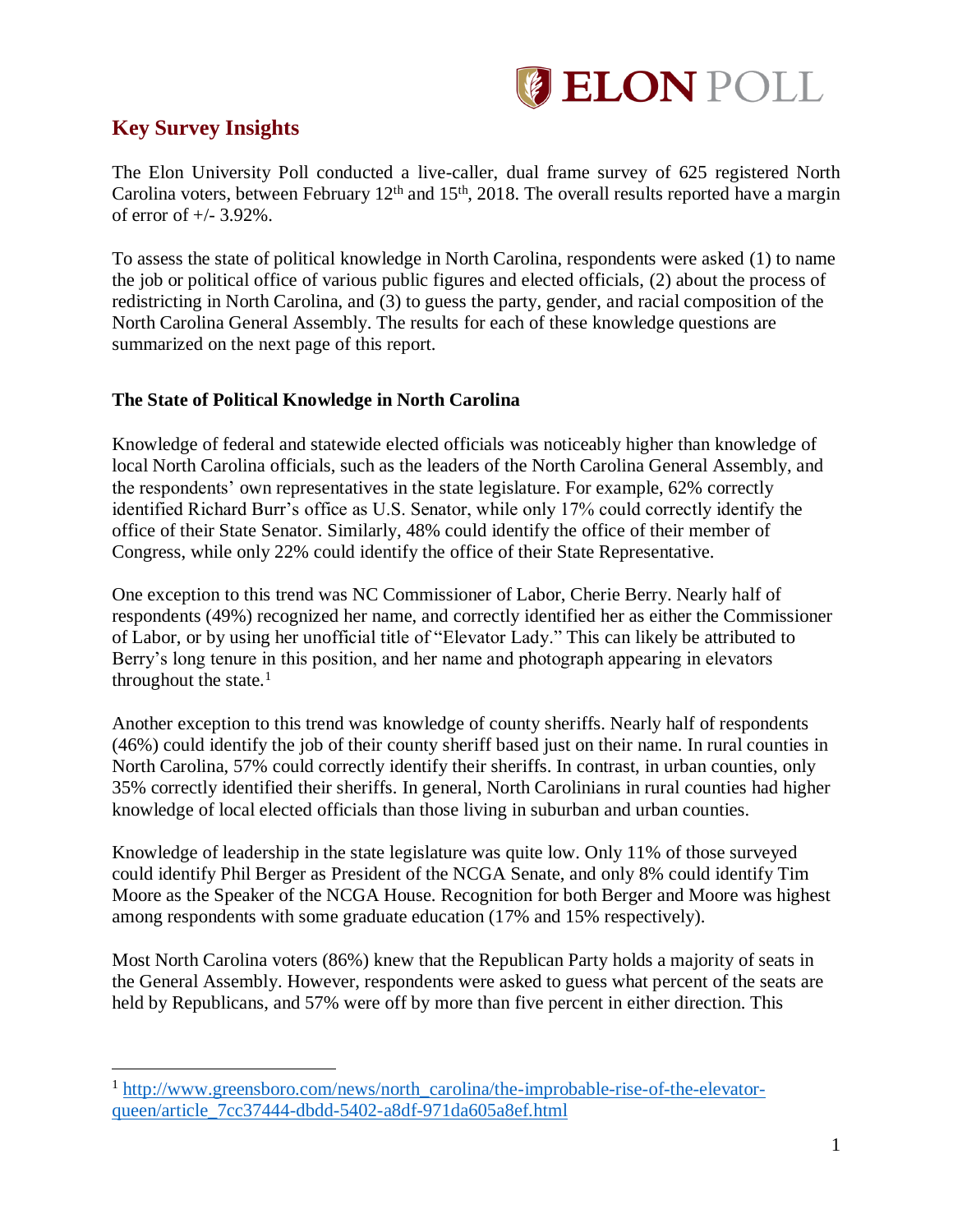## Key Survey Insights

The Elon University Poll conducted a live-caller, dual frame survey of 625 registered North Carolina voters, between February 12th and 15th, 2018. The overall results reported have a margin of error of +/- 3.92%.

To assess the state of political knowledge in North Carolina, respondents were asked (1) to name the job or political office of various public figures and elected officials, (2) about the process of redistricting in North Carolina, and (3) to guess the party, gender, and racial composition of the North Carolina General Assembly. The results for each of these knowledge questions are summarized on the next page of this report.

### The State of Political Knowledge in North Carolina

Knowledge of federal and statewide elected officials was noticeably higher than knowledge of local North Carolina officials, such as the leaders of the North Carolina General Assembly, and the respondents' own representatives in the state legislature. For example, 62% correctly identified Richard Burr's office as U.S. Senator, while only 17% could correctly identify the office of their State Senator. Similarly, 48% could identify the office of their member of Congress, while only 22% could identify the office of their State Representative.

One exception to this trend was NC Commissioner of Labor, Cherie Berry. Nearly half of respondents (49%) recognized her name, and correctly identified her as either the Commissioner of Labor, or by using her unofficial title of "Elevator Lady." This can likely be attributed to Berry's long tenure in this position, and her name and photograph appearing in elevators throughout the state.[1]

Another exception to this trend was knowledge of county sheriffs. Nearly half of respondents (46%) could identify the job of their county sheriff based just on their name. In rural counties in North Carolina, 57% could correctly identify their sheriffs. In contrast, in urban counties, only 35% correctly identified their sheriffs. In general, North Carolinians in rural counties had higher knowledge of local elected officials than those living in suburban and urban counties.

Knowledge of leadership in the state legislature was quite low. Only 11% of those surveyed could identify Phil Berger as President of the NCGA Senate, and only 8% could identify Tim Moore as the Speaker of the NCGA House. Recognition for both Berger and Moore was highest among respondents with some graduate education (17% and 15% respectively).

Most North Carolina voters (86%) knew that the Republican Party holds a majority of seats in the General Assembly. However, respondents were asked to guess what percent of the seats are held by Republicans, and 57% were off by more than five percent in either direction. This

---

[1] http://www.greensboro.com/news/north_carolina/the-improbable-rise-of-the-elevator-queen/article_7cc37444-dbdd-5402-a8df-971da605a8ef.html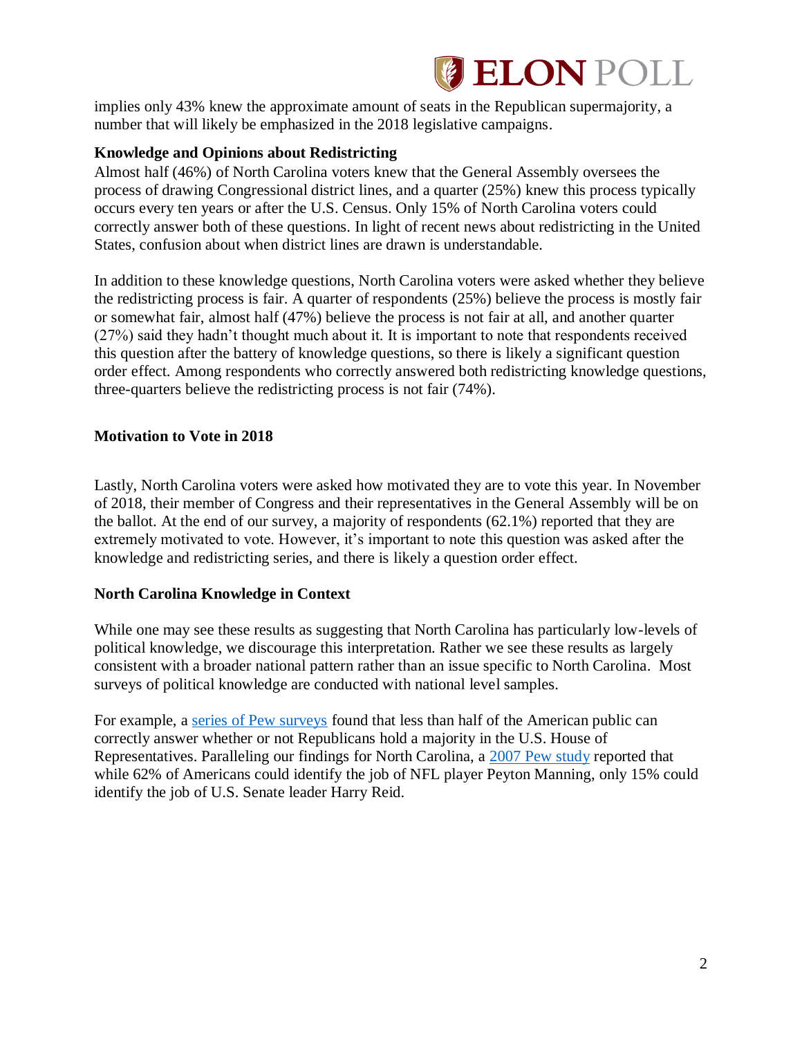implies only 43% knew the approximate amount of seats in the Republican supermajority, a number that will likely be emphasized in the 2018 legislative campaigns.

**Knowledge and Opinions about Redistricting**

Almost half (46%) of North Carolina voters knew that the General Assembly oversees the process of drawing Congressional district lines, and a quarter (25%) knew this process typically occurs every ten years or after the U.S. Census. Only 15% of North Carolina voters could correctly answer both of these questions. In light of recent news about redistricting in the United States, confusion about when district lines are drawn is understandable.

In addition to these knowledge questions, North Carolina voters were asked whether they believe the redistricting process is fair. A quarter of respondents (25%) believe the process is mostly fair or somewhat fair, almost half (47%) believe the process is not fair at all, and another quarter (27%) said they hadn't thought much about it. It is important to note that respondents received this question after the battery of knowledge questions, so there is likely a significant question order effect. Among respondents who correctly answered both redistricting knowledge questions, three-quarters believe the redistricting process is not fair (74%).

**Motivation to Vote in 2018**

Lastly, North Carolina voters were asked how motivated they are to vote this year. In November of 2018, their member of Congress and their representatives in the General Assembly will be on the ballot. At the end of our survey, a majority of respondents (62.1%) reported that they are extremely motivated to vote. However, it's important to note this question was asked after the knowledge and redistricting series, and there is likely a question order effect.

**North Carolina Knowledge in Context**

While one may see these results as suggesting that North Carolina has particularly low-levels of political knowledge, we discourage this interpretation. Rather we see these results as largely consistent with a broader national pattern rather than an issue specific to North Carolina. Most surveys of political knowledge are conducted with national level samples.

For example, a series of Pew surveys found that less than half of the American public can correctly answer whether or not Republicans hold a majority in the U.S. House of Representatives. Paralleling our findings for North Carolina, a 2007 Pew study reported that while 62% of Americans could identify the job of NFL player Peyton Manning, only 15% could identify the job of U.S. Senate leader Harry Reid.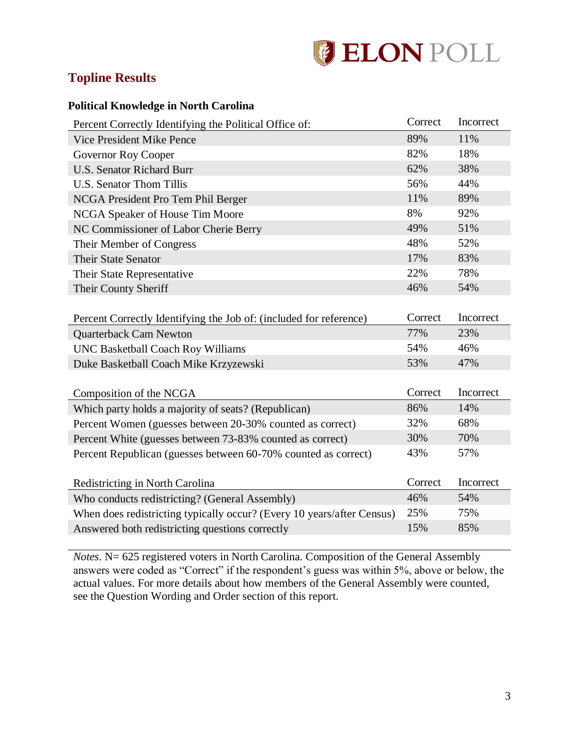## Topline Results

### Political Knowledge in North Carolina

| Percent Correctly Identifying the Political Office of: | Correct | Incorrect |
|---|---|---|
| Vice President Mike Pence | 89% | 11% |
| Governor Roy Cooper | 82% | 18% |
| U.S. Senator Richard Burr | 62% | 38% |
| U.S. Senator Thom Tillis | 56% | 44% |
| NCGA President Pro Tem Phil Berger | 11% | 89% |
| NCGA Speaker of House Tim Moore | 8% | 92% |
| NC Commissioner of Labor Cherie Berry | 49% | 51% |
| Their Member of Congress | 48% | 52% |
| Their State Senator | 17% | 83% |
| Their State Representative | 22% | 78% |
| Their County Sheriff | 46% | 54% |

| Percent Correctly Identifying the Job of: (included for reference) | Correct | Incorrect |
|---|---|---|
| Quarterback Cam Newton | 77% | 23% |
| UNC Basketball Coach Roy Williams | 54% | 46% |
| Duke Basketball Coach Mike Krzyzewski | 53% | 47% |

| Composition of the NCGA | Correct | Incorrect |
|---|---|---|
| Which party holds a majority of seats? (Republican) | 86% | 14% |
| Percent Women (guesses between 20-30% counted as correct) | 32% | 68% |
| Percent White (guesses between 73-83% counted as correct) | 30% | 70% |
| Percent Republican (guesses between 60-70% counted as correct) | 43% | 57% |

| Redistricting in North Carolina | Correct | Incorrect |
|---|---|---|
| Who conducts redistricting? (General Assembly) | 46% | 54% |
| When does redistricting typically occur? (Every 10 years/after Census) | 25% | 75% |
| Answered both redistricting questions correctly | 15% | 85% |

*Notes*. N= 625 registered voters in North Carolina. Composition of the General Assembly answers were coded as "Correct" if the respondent's guess was within 5%, above or below, the actual values. For more details about how members of the General Assembly were counted, see the Question Wording and Order section of this report.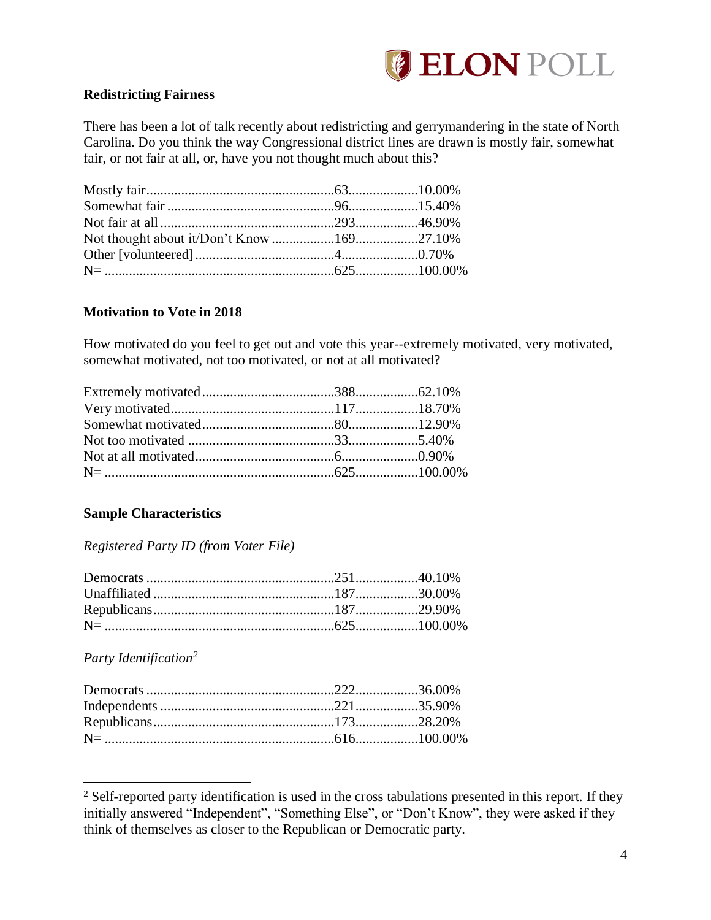**Redistricting Fairness**

There has been a lot of talk recently about redistricting and gerrymandering in the state of North Carolina. Do you think the way Congressional district lines are drawn is mostly fair, somewhat fair, or not fair at all, or, have you not thought much about this?

| | | |
|---|---|---|
| Mostly fair | 63 | 10.00% |
| Somewhat fair | 96 | 15.40% |
| Not fair at all | 293 | 46.90% |
| Not thought about it/Don't Know | 169 | 27.10% |
| Other [volunteered] | 4 | 0.70% |
| N= | 625 | 100.00% |

**Motivation to Vote in 2018**

How motivated do you feel to get out and vote this year--extremely motivated, very motivated, somewhat motivated, not too motivated, or not at all motivated?

| | | |
|---|---|---|
| Extremely motivated | 388 | 62.10% |
| Very motivated | 117 | 18.70% |
| Somewhat motivated | 80 | 12.90% |
| Not too motivated | 33 | 5.40% |
| Not at all motivated | 6 | 0.90% |
| N= | 625 | 100.00% |

**Sample Characteristics**

*Registered Party ID (from Voter File)*

| | | |
|---|---|---|
| Democrats | 251 | 40.10% |
| Unaffiliated | 187 | 30.00% |
| Republicans | 187 | 29.90% |
| N= | 625 | 100.00% |

*Party Identification*[2]

| | | |
|---|---|---|
| Democrats | 222 | 36.00% |
| Independents | 221 | 35.90% |
| Republicans | 173 | 28.20% |
| N= | 616 | 100.00% |

[2] Self-reported party identification is used in the cross tabulations presented in this report. If they initially answered "Independent", "Something Else", or "Don't Know", they were asked if they think of themselves as closer to the Republican or Democratic party.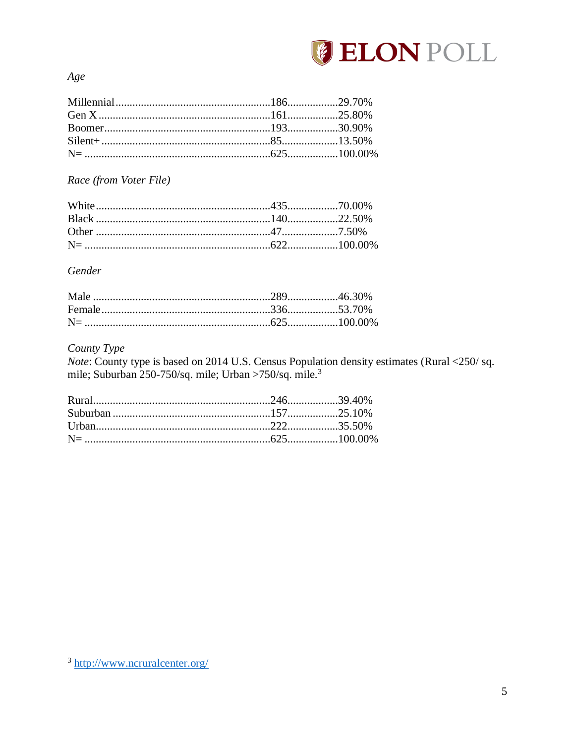*Age*

| | | |
|---|---|---|
| Millennial | 186 | 29.70% |
| Gen X | 161 | 25.80% |
| Boomer | 193 | 30.90% |
| Silent+ | 85 | 13.50% |
| N= | 625 | 100.00% |

*Race (from Voter File)*

| | | |
|---|---|---|
| White | 435 | 70.00% |
| Black | 140 | 22.50% |
| Other | 47 | 7.50% |
| N= | 622 | 100.00% |

*Gender*

| | | |
|---|---|---|
| Male | 289 | 46.30% |
| Female | 336 | 53.70% |
| N= | 625 | 100.00% |

*County Type*
*Note*: County type is based on 2014 U.S. Census Population density estimates (Rural <250/ sq. mile; Suburban 250-750/sq. mile; Urban >750/sq. mile.[3]

| | | |
|---|---|---|
| Rural | 246 | 39.40% |
| Suburban | 157 | 25.10% |
| Urban | 222 | 35.50% |
| N= | 625 | 100.00% |

[3] http://www.ncruralcenter.org/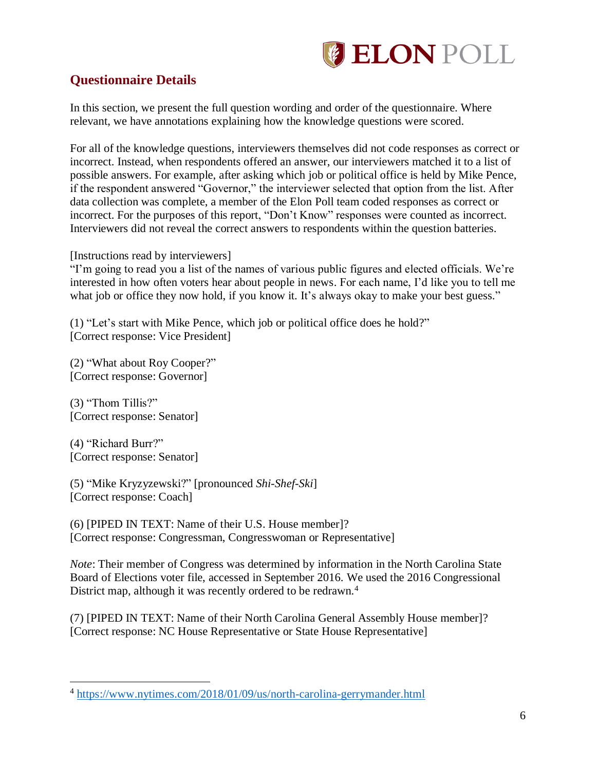## Questionnaire Details

In this section, we present the full question wording and order of the questionnaire. Where relevant, we have annotations explaining how the knowledge questions were scored.

For all of the knowledge questions, interviewers themselves did not code responses as correct or incorrect. Instead, when respondents offered an answer, our interviewers matched it to a list of possible answers. For example, after asking which job or political office is held by Mike Pence, if the respondent answered "Governor," the interviewer selected that option from the list. After data collection was complete, a member of the Elon Poll team coded responses as correct or incorrect. For the purposes of this report, "Don't Know" responses were counted as incorrect. Interviewers did not reveal the correct answers to respondents within the question batteries.

[Instructions read by interviewers]
"I'm going to read you a list of the names of various public figures and elected officials. We're interested in how often voters hear about people in news. For each name, I'd like you to tell me what job or office they now hold, if you know it. It's always okay to make your best guess."

(1) "Let's start with Mike Pence, which job or political office does he hold?"
[Correct response: Vice President]

(2) "What about Roy Cooper?"
[Correct response: Governor]

(3) "Thom Tillis?"
[Correct response: Senator]

(4) "Richard Burr?"
[Correct response: Senator]

(5) "Mike Kryzyzewski?" [pronounced *Shi-Shef-Ski*]
[Correct response: Coach]

(6) [PIPED IN TEXT: Name of their U.S. House member]?
[Correct response: Congressman, Congresswoman or Representative]

*Note*: Their member of Congress was determined by information in the North Carolina State Board of Elections voter file, accessed in September 2016. We used the 2016 Congressional District map, although it was recently ordered to be redrawn.[4]

(7) [PIPED IN TEXT: Name of their North Carolina General Assembly House member]?
[Correct response: NC House Representative or State House Representative]

---

[4] https://www.nytimes.com/2018/01/09/us/north-carolina-gerrymander.html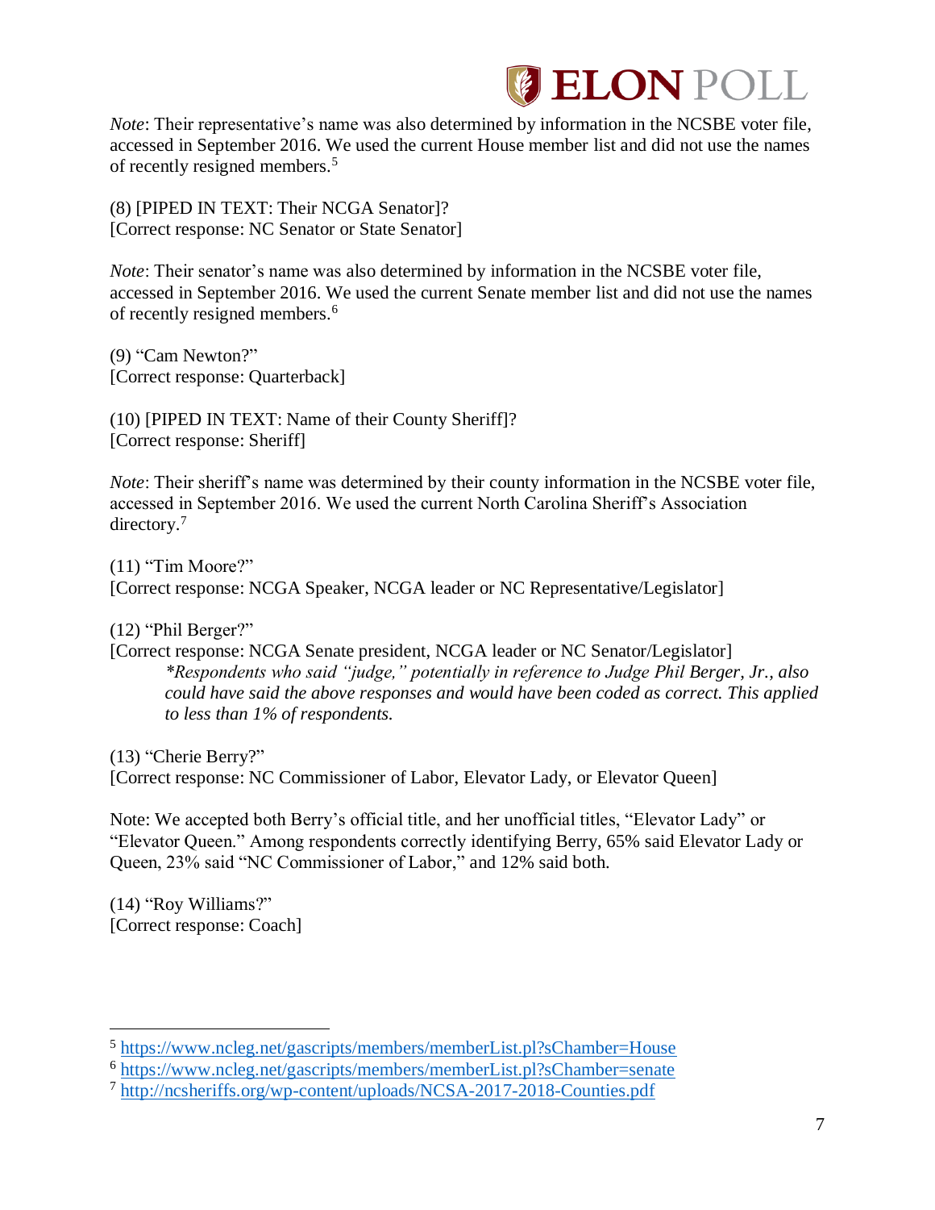*Note*: Their representative's name was also determined by information in the NCSBE voter file, accessed in September 2016. We used the current House member list and did not use the names of recently resigned members.[5]

(8) [PIPED IN TEXT: Their NCGA Senator]?
[Correct response: NC Senator or State Senator]

*Note*: Their senator's name was also determined by information in the NCSBE voter file, accessed in September 2016. We used the current Senate member list and did not use the names of recently resigned members.[6]

(9) "Cam Newton?"
[Correct response: Quarterback]

(10) [PIPED IN TEXT: Name of their County Sheriff]?
[Correct response: Sheriff]

*Note*: Their sheriff's name was determined by their county information in the NCSBE voter file, accessed in September 2016. We used the current North Carolina Sheriff's Association directory.[7]

(11) "Tim Moore?"
[Correct response: NCGA Speaker, NCGA leader or NC Representative/Legislator]

(12) "Phil Berger?"
[Correct response: NCGA Senate president, NCGA leader or NC Senator/Legislator]

> *\*Respondents who said "judge," potentially in reference to Judge Phil Berger, Jr., also could have said the above responses and would have been coded as correct. This applied to less than 1% of respondents.*

(13) "Cherie Berry?"
[Correct response: NC Commissioner of Labor, Elevator Lady, or Elevator Queen]

Note: We accepted both Berry's official title, and her unofficial titles, "Elevator Lady" or "Elevator Queen." Among respondents correctly identifying Berry, 65% said Elevator Lady or Queen, 23% said "NC Commissioner of Labor," and 12% said both.

(14) "Roy Williams?"
[Correct response: Coach]

---

[5] https://www.ncleg.net/gascripts/members/memberList.pl?sChamber=House
[6] https://www.ncleg.net/gascripts/members/memberList.pl?sChamber=senate
[7] http://ncsheriffs.org/wp-content/uploads/NCSA-2017-2018-Counties.pdf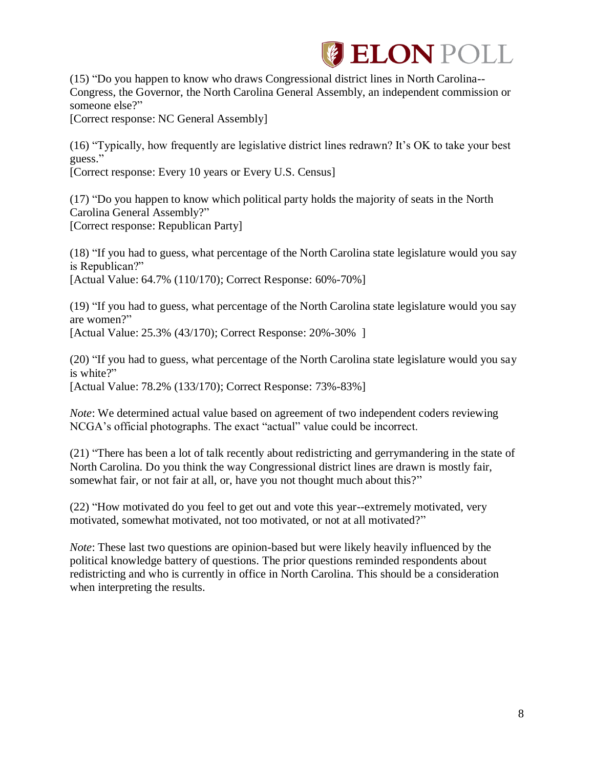(15) "Do you happen to know who draws Congressional district lines in North Carolina--Congress, the Governor, the North Carolina General Assembly, an independent commission or someone else?"
[Correct response: NC General Assembly]

(16) "Typically, how frequently are legislative district lines redrawn? It's OK to take your best guess."
[Correct response: Every 10 years or Every U.S. Census]

(17) "Do you happen to know which political party holds the majority of seats in the North Carolina General Assembly?"
[Correct response: Republican Party]

(18) "If you had to guess, what percentage of the North Carolina state legislature would you say is Republican?"
[Actual Value: 64.7% (110/170); Correct Response: 60%-70%]

(19) "If you had to guess, what percentage of the North Carolina state legislature would you say are women?"
[Actual Value: 25.3% (43/170); Correct Response: 20%-30% ]

(20) "If you had to guess, what percentage of the North Carolina state legislature would you say is white?"
[Actual Value: 78.2% (133/170); Correct Response: 73%-83%]

*Note*: We determined actual value based on agreement of two independent coders reviewing NCGA's official photographs. The exact "actual" value could be incorrect.

(21) "There has been a lot of talk recently about redistricting and gerrymandering in the state of North Carolina. Do you think the way Congressional district lines are drawn is mostly fair, somewhat fair, or not fair at all, or, have you not thought much about this?"

(22) "How motivated do you feel to get out and vote this year--extremely motivated, very motivated, somewhat motivated, not too motivated, or not at all motivated?"

*Note*: These last two questions are opinion-based but were likely heavily influenced by the political knowledge battery of questions. The prior questions reminded respondents about redistricting and who is currently in office in North Carolina. This should be a consideration when interpreting the results.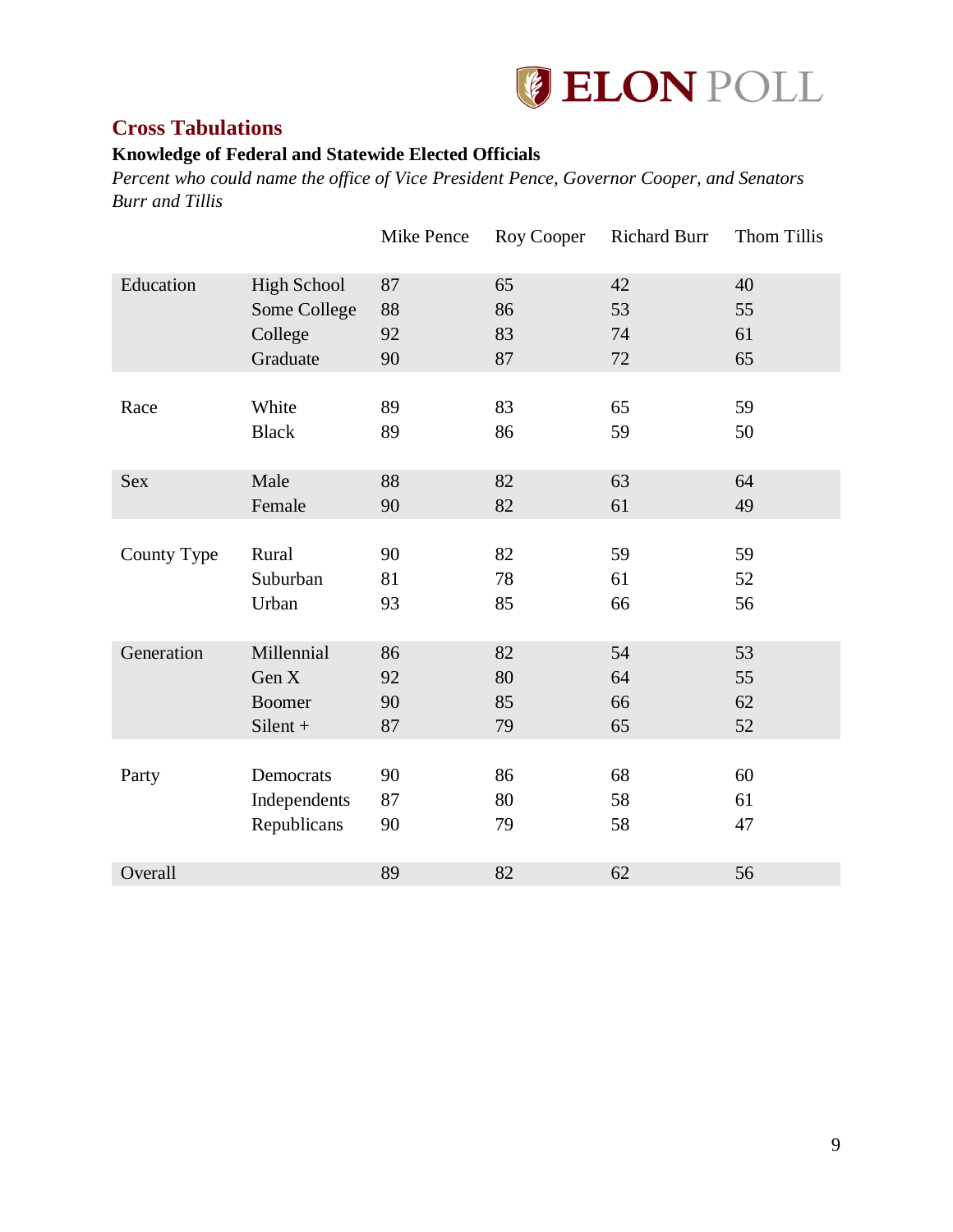## Cross Tabulations

**Knowledge of Federal and Statewide Elected Officials**

*Percent who could name the office of Vice President Pence, Governor Cooper, and Senators Burr and Tillis*

| | | Mike Pence | Roy Cooper | Richard Burr | Thom Tillis |
|---|---|---|---|---|---|
| Education | High School | 87 | 65 | 42 | 40 |
| | Some College | 88 | 86 | 53 | 55 |
| | College | 92 | 83 | 74 | 61 |
| | Graduate | 90 | 87 | 72 | 65 |
| Race | White | 89 | 83 | 65 | 59 |
| | Black | 89 | 86 | 59 | 50 |
| Sex | Male | 88 | 82 | 63 | 64 |
| | Female | 90 | 82 | 61 | 49 |
| County Type | Rural | 90 | 82 | 59 | 59 |
| | Suburban | 81 | 78 | 61 | 52 |
| | Urban | 93 | 85 | 66 | 56 |
| Generation | Millennial | 86 | 82 | 54 | 53 |
| | Gen X | 92 | 80 | 64 | 55 |
| | Boomer | 90 | 85 | 66 | 62 |
| | Silent + | 87 | 79 | 65 | 52 |
| Party | Democrats | 90 | 86 | 68 | 60 |
| | Independents | 87 | 80 | 58 | 61 |
| | Republicans | 90 | 79 | 58 | 47 |
| Overall | | 89 | 82 | 62 | 56 |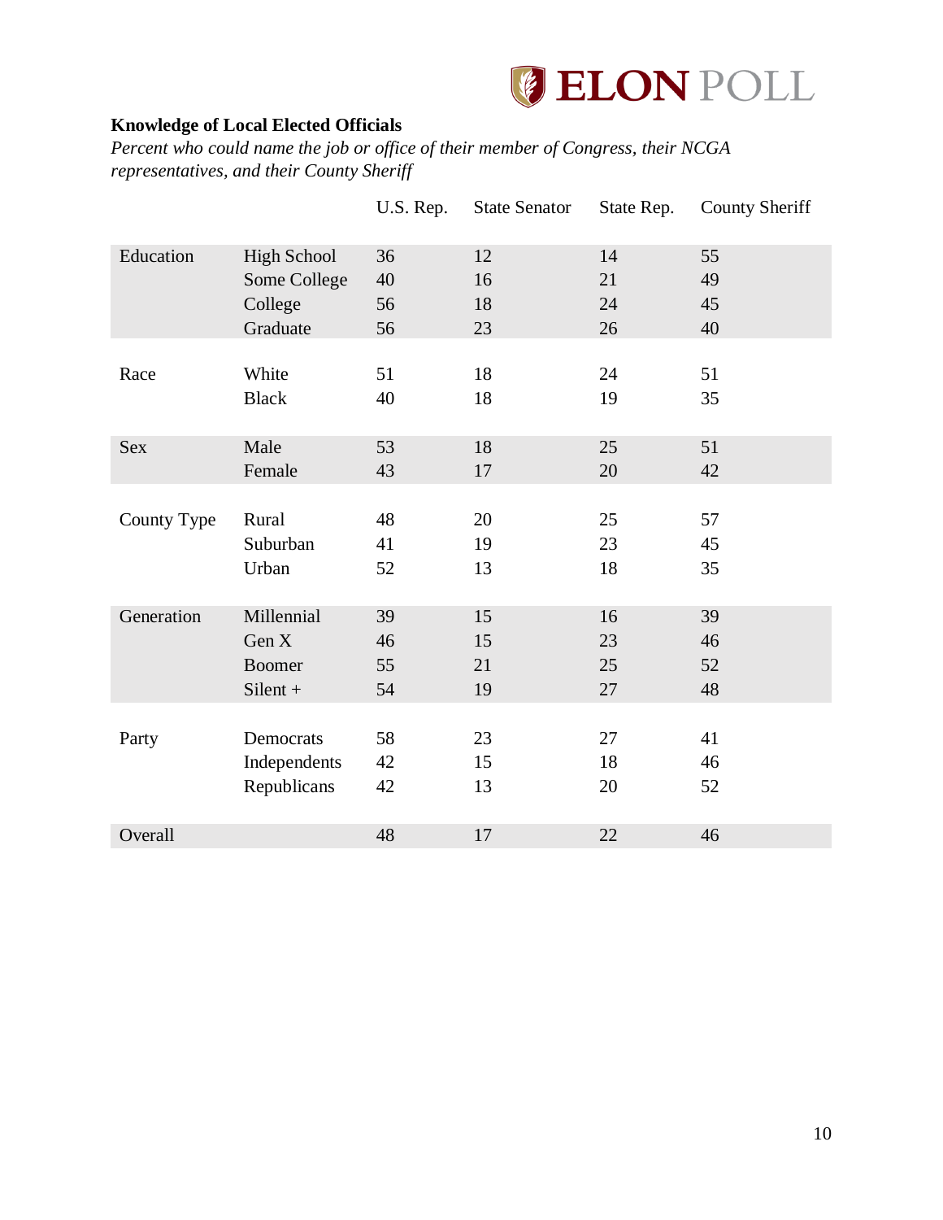**Knowledge of Local Elected Officials**

*Percent who could name the job or office of their member of Congress, their NCGA representatives, and their County Sheriff*

| | | U.S. Rep. | State Senator | State Rep. | County Sheriff |
|---|---|---|---|---|---|
| Education | High School | 36 | 12 | 14 | 55 |
| | Some College | 40 | 16 | 21 | 49 |
| | College | 56 | 18 | 24 | 45 |
| | Graduate | 56 | 23 | 26 | 40 |
| Race | White | 51 | 18 | 24 | 51 |
| | Black | 40 | 18 | 19 | 35 |
| Sex | Male | 53 | 18 | 25 | 51 |
| | Female | 43 | 17 | 20 | 42 |
| County Type | Rural | 48 | 20 | 25 | 57 |
| | Suburban | 41 | 19 | 23 | 45 |
| | Urban | 52 | 13 | 18 | 35 |
| Generation | Millennial | 39 | 15 | 16 | 39 |
| | Gen X | 46 | 15 | 23 | 46 |
| | Boomer | 55 | 21 | 25 | 52 |
| | Silent + | 54 | 19 | 27 | 48 |
| Party | Democrats | 58 | 23 | 27 | 41 |
| | Independents | 42 | 15 | 18 | 46 |
| | Republicans | 42 | 13 | 20 | 52 |
| Overall | | 48 | 17 | 22 | 46 |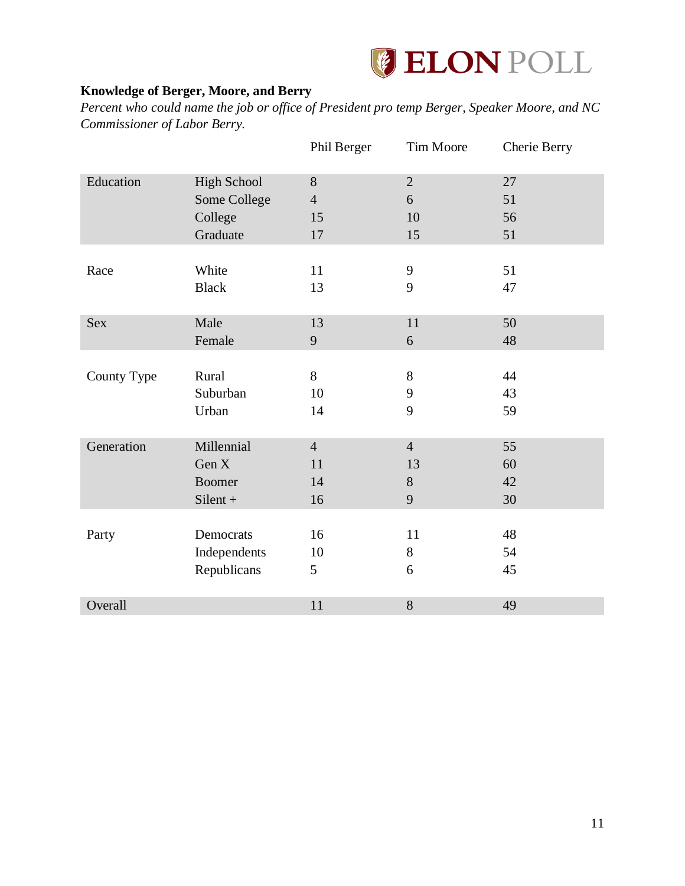**Knowledge of Berger, Moore, and Berry**

*Percent who could name the job or office of President pro temp Berger, Speaker Moore, and NC Commissioner of Labor Berry.*

| | | Phil Berger | Tim Moore | Cherie Berry |
|---|---|---|---|---|
| Education | High School | 8 | 2 | 27 |
| | Some College | 4 | 6 | 51 |
| | College | 15 | 10 | 56 |
| | Graduate | 17 | 15 | 51 |
| Race | White | 11 | 9 | 51 |
| | Black | 13 | 9 | 47 |
| Sex | Male | 13 | 11 | 50 |
| | Female | 9 | 6 | 48 |
| County Type | Rural | 8 | 8 | 44 |
| | Suburban | 10 | 9 | 43 |
| | Urban | 14 | 9 | 59 |
| Generation | Millennial | 4 | 4 | 55 |
| | Gen X | 11 | 13 | 60 |
| | Boomer | 14 | 8 | 42 |
| | Silent + | 16 | 9 | 30 |
| Party | Democrats | 16 | 11 | 48 |
| | Independents | 10 | 8 | 54 |
| | Republicans | 5 | 6 | 45 |
| Overall | | 11 | 8 | 49 |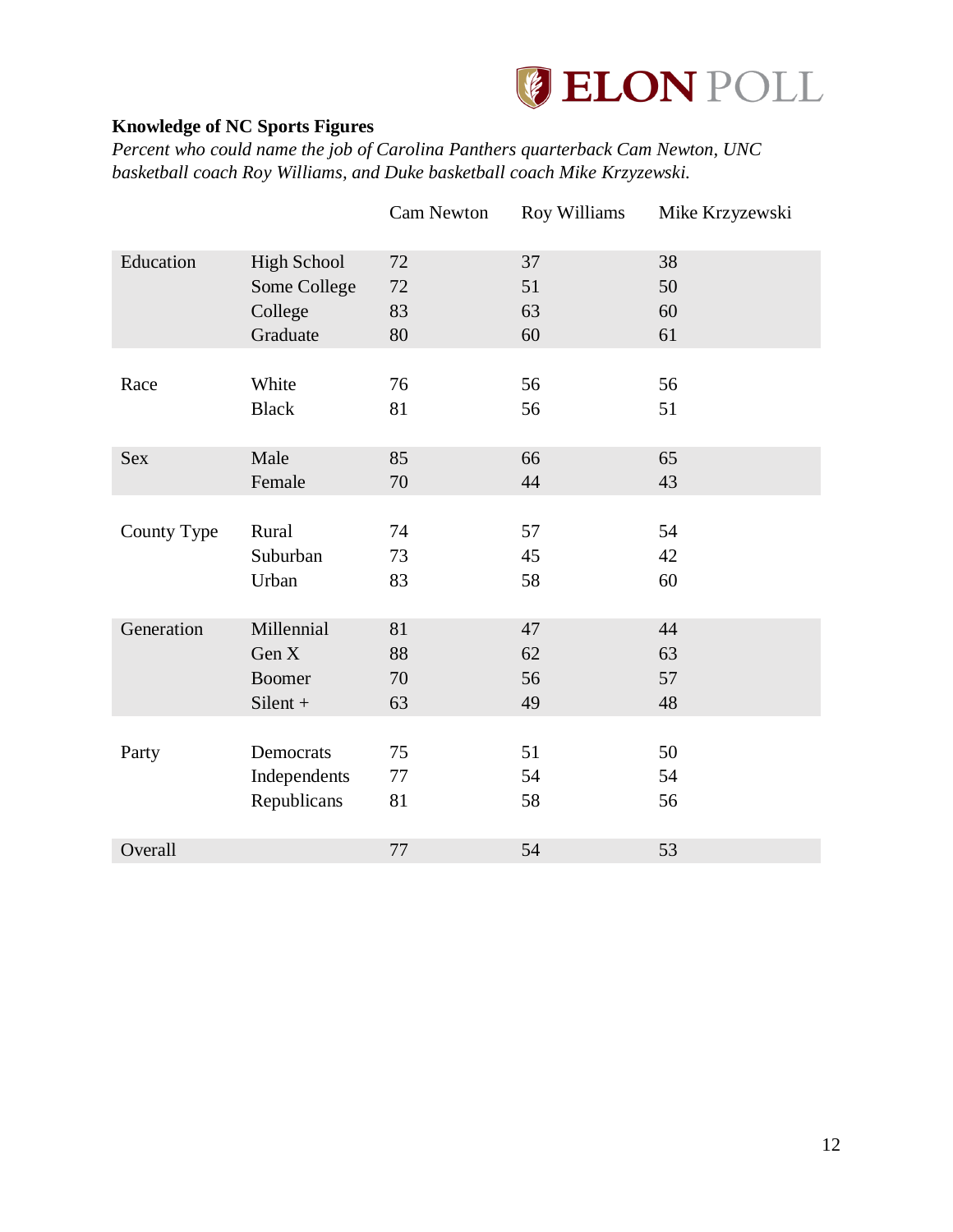**Knowledge of NC Sports Figures**

*Percent who could name the job of Carolina Panthers quarterback Cam Newton, UNC basketball coach Roy Williams, and Duke basketball coach Mike Krzyzewski.*

| | | Cam Newton | Roy Williams | Mike Krzyzewski |
|---|---|---|---|---|
| Education | High School | 72 | 37 | 38 |
| | Some College | 72 | 51 | 50 |
| | College | 83 | 63 | 60 |
| | Graduate | 80 | 60 | 61 |
| Race | White | 76 | 56 | 56 |
| | Black | 81 | 56 | 51 |
| Sex | Male | 85 | 66 | 65 |
| | Female | 70 | 44 | 43 |
| County Type | Rural | 74 | 57 | 54 |
| | Suburban | 73 | 45 | 42 |
| | Urban | 83 | 58 | 60 |
| Generation | Millennial | 81 | 47 | 44 |
| | Gen X | 88 | 62 | 63 |
| | Boomer | 70 | 56 | 57 |
| | Silent + | 63 | 49 | 48 |
| Party | Democrats | 75 | 51 | 50 |
| | Independents | 77 | 54 | 54 |
| | Republicans | 81 | 58 | 56 |
| Overall | | 77 | 54 | 53 |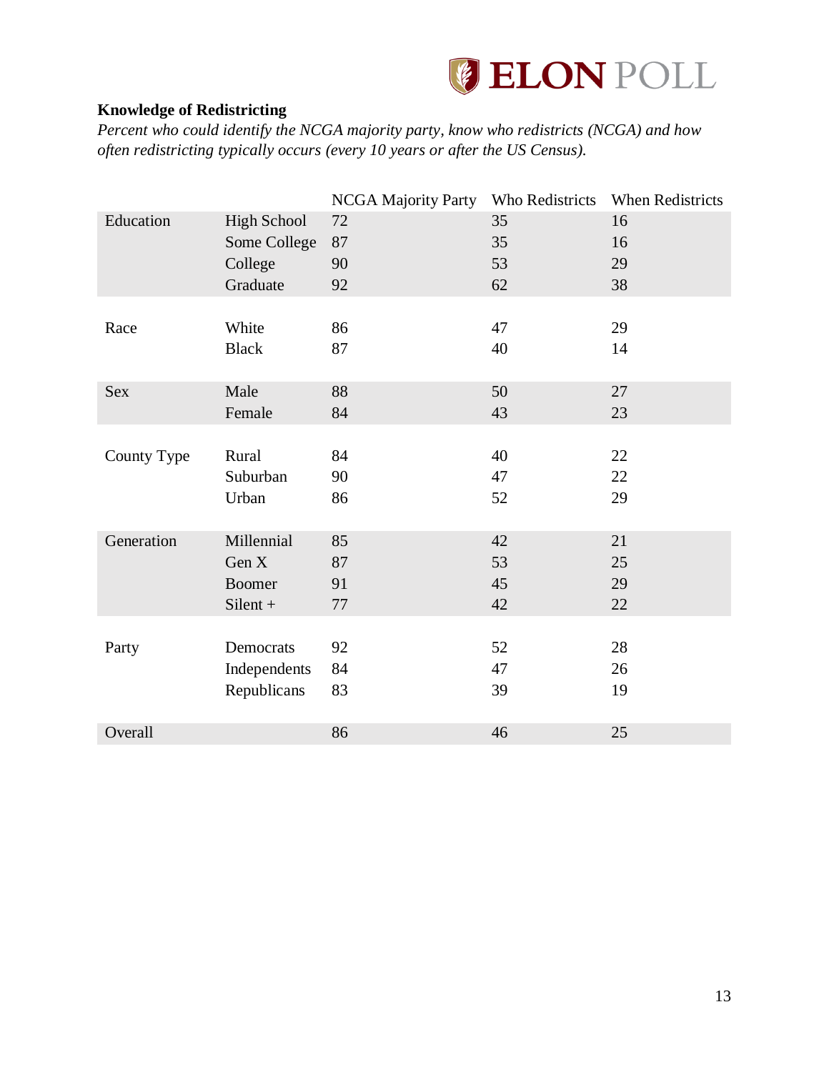**Knowledge of Redistricting**

*Percent who could identify the NCGA majority party, know who redistricts (NCGA) and how often redistricting typically occurs (every 10 years or after the US Census).*

| | | NCGA Majority Party | Who Redistricts | When Redistricts |
|---|---|---|---|---|
| Education | High School | 72 | 35 | 16 |
| | Some College | 87 | 35 | 16 |
| | College | 90 | 53 | 29 |
| | Graduate | 92 | 62 | 38 |
| Race | White | 86 | 47 | 29 |
| | Black | 87 | 40 | 14 |
| Sex | Male | 88 | 50 | 27 |
| | Female | 84 | 43 | 23 |
| County Type | Rural | 84 | 40 | 22 |
| | Suburban | 90 | 47 | 22 |
| | Urban | 86 | 52 | 29 |
| Generation | Millennial | 85 | 42 | 21 |
| | Gen X | 87 | 53 | 25 |
| | Boomer | 91 | 45 | 29 |
| | Silent + | 77 | 42 | 22 |
| Party | Democrats | 92 | 52 | 28 |
| | Independents | 84 | 47 | 26 |
| | Republicans | 83 | 39 | 19 |
| Overall | | 86 | 46 | 25 |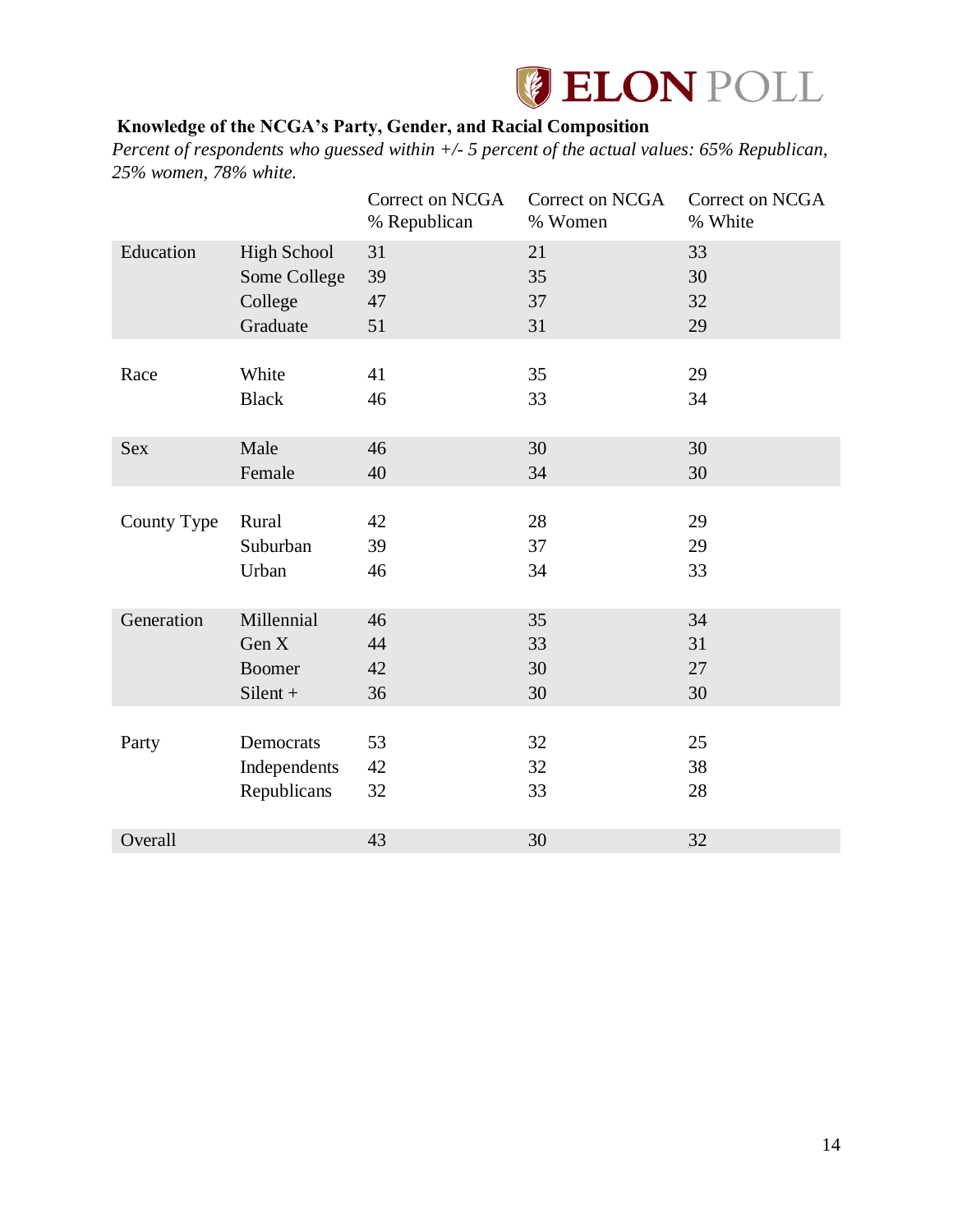**Knowledge of the NCGA's Party, Gender, and Racial Composition**

*Percent of respondents who guessed within +/- 5 percent of the actual values: 65% Republican, 25% women, 78% white.*

| | | Correct on NCGA % Republican | Correct on NCGA % Women | Correct on NCGA % White |
|---|---|---|---|---|
| Education | High School | 31 | 21 | 33 |
| | Some College | 39 | 35 | 30 |
| | College | 47 | 37 | 32 |
| | Graduate | 51 | 31 | 29 |
| Race | White | 41 | 35 | 29 |
| | Black | 46 | 33 | 34 |
| Sex | Male | 46 | 30 | 30 |
| | Female | 40 | 34 | 30 |
| County Type | Rural | 42 | 28 | 29 |
| | Suburban | 39 | 37 | 29 |
| | Urban | 46 | 34 | 33 |
| Generation | Millennial | 46 | 35 | 34 |
| | Gen X | 44 | 33 | 31 |
| | Boomer | 42 | 30 | 27 |
| | Silent + | 36 | 30 | 30 |
| Party | Democrats | 53 | 32 | 25 |
| | Independents | 42 | 32 | 38 |
| | Republicans | 32 | 33 | 28 |
| Overall | | 43 | 30 | 32 |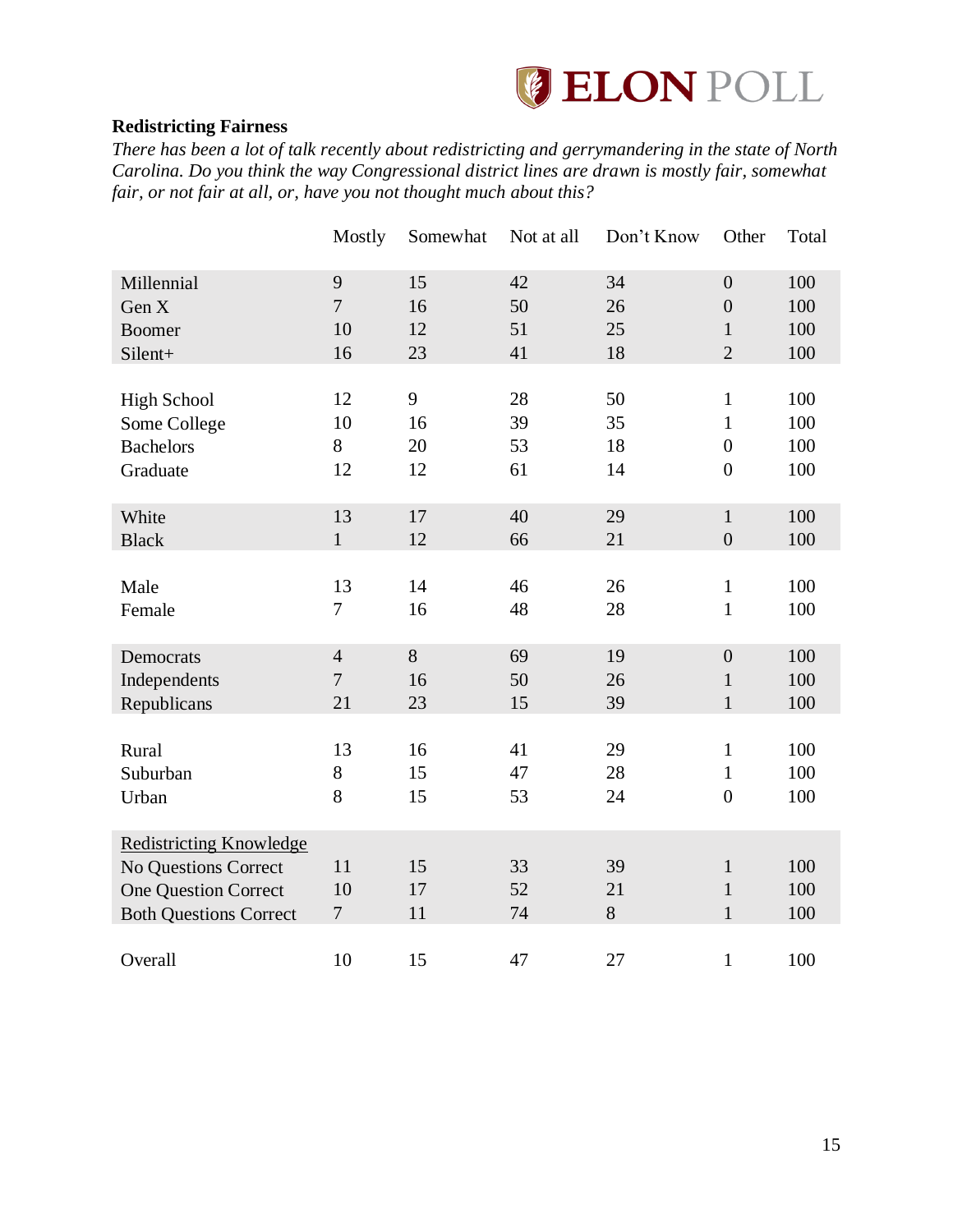**Redistricting Fairness**

*There has been a lot of talk recently about redistricting and gerrymandering in the state of North Carolina. Do you think the way Congressional district lines are drawn is mostly fair, somewhat fair, or not fair at all, or, have you not thought much about this?*

| | Mostly | Somewhat | Not at all | Don't Know | Other | Total |
|---|---|---|---|---|---|---|
| Millennial | 9 | 15 | 42 | 34 | 0 | 100 |
| Gen X | 7 | 16 | 50 | 26 | 0 | 100 |
| Boomer | 10 | 12 | 51 | 25 | 1 | 100 |
| Silent+ | 16 | 23 | 41 | 18 | 2 | 100 |
| | | | | | | |
| High School | 12 | 9 | 28 | 50 | 1 | 100 |
| Some College | 10 | 16 | 39 | 35 | 1 | 100 |
| Bachelors | 8 | 20 | 53 | 18 | 0 | 100 |
| Graduate | 12 | 12 | 61 | 14 | 0 | 100 |
| | | | | | | |
| White | 13 | 17 | 40 | 29 | 1 | 100 |
| Black | 1 | 12 | 66 | 21 | 0 | 100 |
| | | | | | | |
| Male | 13 | 14 | 46 | 26 | 1 | 100 |
| Female | 7 | 16 | 48 | 28 | 1 | 100 |
| | | | | | | |
| Democrats | 4 | 8 | 69 | 19 | 0 | 100 |
| Independents | 7 | 16 | 50 | 26 | 1 | 100 |
| Republicans | 21 | 23 | 15 | 39 | 1 | 100 |
| | | | | | | |
| Rural | 13 | 16 | 41 | 29 | 1 | 100 |
| Suburban | 8 | 15 | 47 | 28 | 1 | 100 |
| Urban | 8 | 15 | 53 | 24 | 0 | 100 |
| | | | | | | |
| Redistricting Knowledge | | | | | | |
| No Questions Correct | 11 | 15 | 33 | 39 | 1 | 100 |
| One Question Correct | 10 | 17 | 52 | 21 | 1 | 100 |
| Both Questions Correct | 7 | 11 | 74 | 8 | 1 | 100 |
| | | | | | | |
| Overall | 10 | 15 | 47 | 27 | 1 | 100 |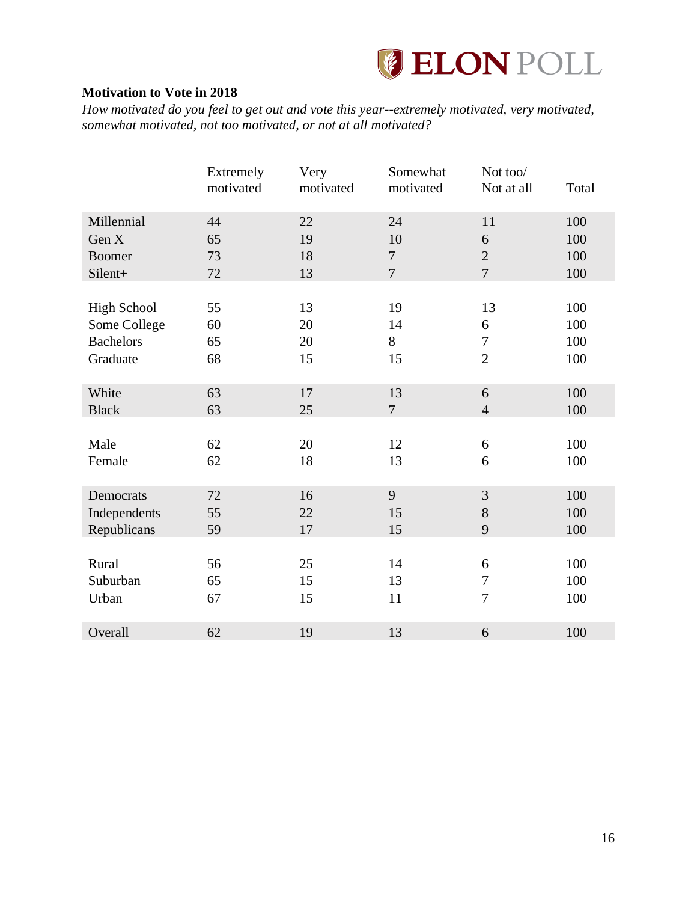**Motivation to Vote in 2018**

*How motivated do you feel to get out and vote this year--extremely motivated, very motivated, somewhat motivated, not too motivated, or not at all motivated?*

| | Extremely motivated | Very motivated | Somewhat motivated | Not too/ Not at all | Total |
|---|---|---|---|---|---|
| Millennial | 44 | 22 | 24 | 11 | 100 |
| Gen X | 65 | 19 | 10 | 6 | 100 |
| Boomer | 73 | 18 | 7 | 2 | 100 |
| Silent+ | 72 | 13 | 7 | 7 | 100 |
| | | | | | |
| High School | 55 | 13 | 19 | 13 | 100 |
| Some College | 60 | 20 | 14 | 6 | 100 |
| Bachelors | 65 | 20 | 8 | 7 | 100 |
| Graduate | 68 | 15 | 15 | 2 | 100 |
| | | | | | |
| White | 63 | 17 | 13 | 6 | 100 |
| Black | 63 | 25 | 7 | 4 | 100 |
| | | | | | |
| Male | 62 | 20 | 12 | 6 | 100 |
| Female | 62 | 18 | 13 | 6 | 100 |
| | | | | | |
| Democrats | 72 | 16 | 9 | 3 | 100 |
| Independents | 55 | 22 | 15 | 8 | 100 |
| Republicans | 59 | 17 | 15 | 9 | 100 |
| | | | | | |
| Rural | 56 | 25 | 14 | 6 | 100 |
| Suburban | 65 | 15 | 13 | 7 | 100 |
| Urban | 67 | 15 | 11 | 7 | 100 |
| | | | | | |
| Overall | 62 | 19 | 13 | 6 | 100 |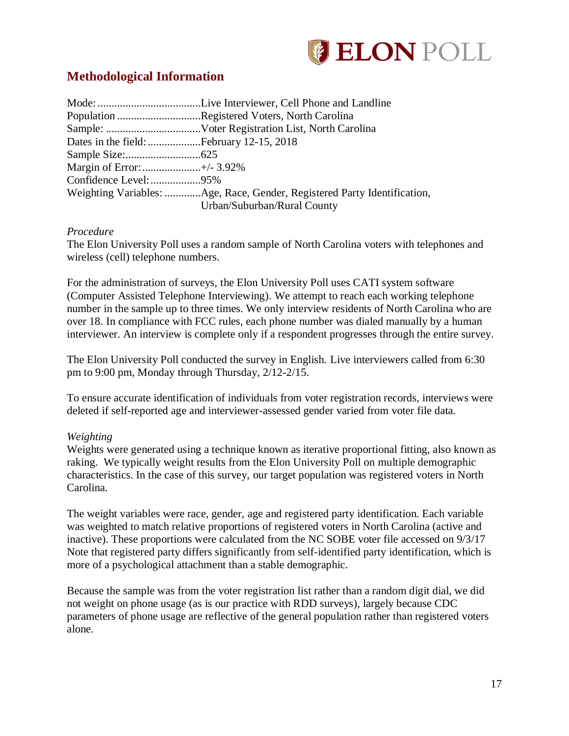ELON POLL

## Methodological Information

Mode:.....................................Live Interviewer, Cell Phone and Landline
Population ..............................Registered Voters, North Carolina
Sample: ..................................Voter Registration List, North Carolina
Dates in the field:...................February 12-15, 2018
Sample Size:...........................625
Margin of Error:.....................+/- 3.92%
Confidence Level:..................95%
Weighting Variables: .............Age, Race, Gender, Registered Party Identification, Urban/Suburban/Rural County

*Procedure*
The Elon University Poll uses a random sample of North Carolina voters with telephones and wireless (cell) telephone numbers.

For the administration of surveys, the Elon University Poll uses CATI system software (Computer Assisted Telephone Interviewing). We attempt to reach each working telephone number in the sample up to three times. We only interview residents of North Carolina who are over 18. In compliance with FCC rules, each phone number was dialed manually by a human interviewer. An interview is complete only if a respondent progresses through the entire survey.

The Elon University Poll conducted the survey in English. Live interviewers called from 6:30 pm to 9:00 pm, Monday through Thursday, 2/12-2/15.

To ensure accurate identification of individuals from voter registration records, interviews were deleted if self-reported age and interviewer-assessed gender varied from voter file data.

*Weighting*
Weights were generated using a technique known as iterative proportional fitting, also known as raking. We typically weight results from the Elon University Poll on multiple demographic characteristics. In the case of this survey, our target population was registered voters in North Carolina.

The weight variables were race, gender, age and registered party identification. Each variable was weighted to match relative proportions of registered voters in North Carolina (active and inactive). These proportions were calculated from the NC SOBE voter file accessed on 9/3/17 Note that registered party differs significantly from self-identified party identification, which is more of a psychological attachment than a stable demographic.

Because the sample was from the voter registration list rather than a random digit dial, we did not weight on phone usage (as is our practice with RDD surveys), largely because CDC parameters of phone usage are reflective of the general population rather than registered voters alone.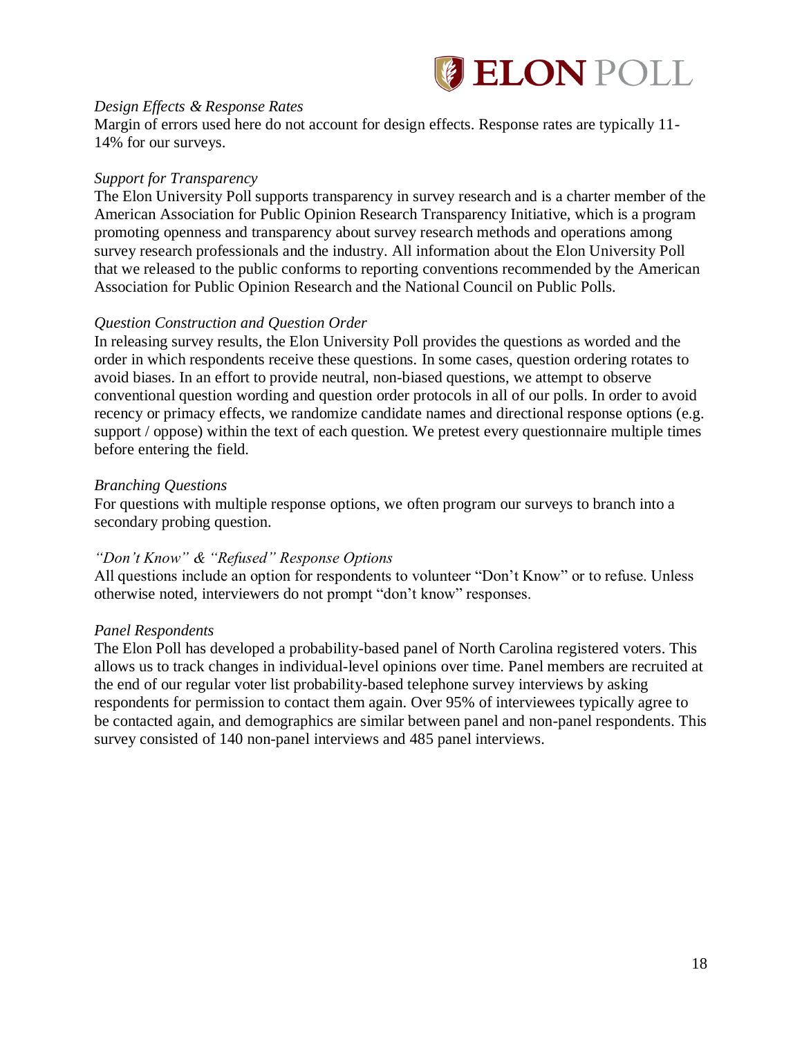*Design Effects & Response Rates*
Margin of errors used here do not account for design effects. Response rates are typically 11-14% for our surveys.

*Support for Transparency*
The Elon University Poll supports transparency in survey research and is a charter member of the American Association for Public Opinion Research Transparency Initiative, which is a program promoting openness and transparency about survey research methods and operations among survey research professionals and the industry. All information about the Elon University Poll that we released to the public conforms to reporting conventions recommended by the American Association for Public Opinion Research and the National Council on Public Polls.

*Question Construction and Question Order*
In releasing survey results, the Elon University Poll provides the questions as worded and the order in which respondents receive these questions. In some cases, question ordering rotates to avoid biases. In an effort to provide neutral, non-biased questions, we attempt to observe conventional question wording and question order protocols in all of our polls. In order to avoid recency or primacy effects, we randomize candidate names and directional response options (e.g. support / oppose) within the text of each question. We pretest every questionnaire multiple times before entering the field.

*Branching Questions*
For questions with multiple response options, we often program our surveys to branch into a secondary probing question.

*"Don't Know" & "Refused" Response Options*
All questions include an option for respondents to volunteer "Don't Know" or to refuse. Unless otherwise noted, interviewers do not prompt "don't know" responses.

*Panel Respondents*
The Elon Poll has developed a probability-based panel of North Carolina registered voters. This allows us to track changes in individual-level opinions over time. Panel members are recruited at the end of our regular voter list probability-based telephone survey interviews by asking respondents for permission to contact them again. Over 95% of interviewees typically agree to be contacted again, and demographics are similar between panel and non-panel respondents. This survey consisted of 140 non-panel interviews and 485 panel interviews.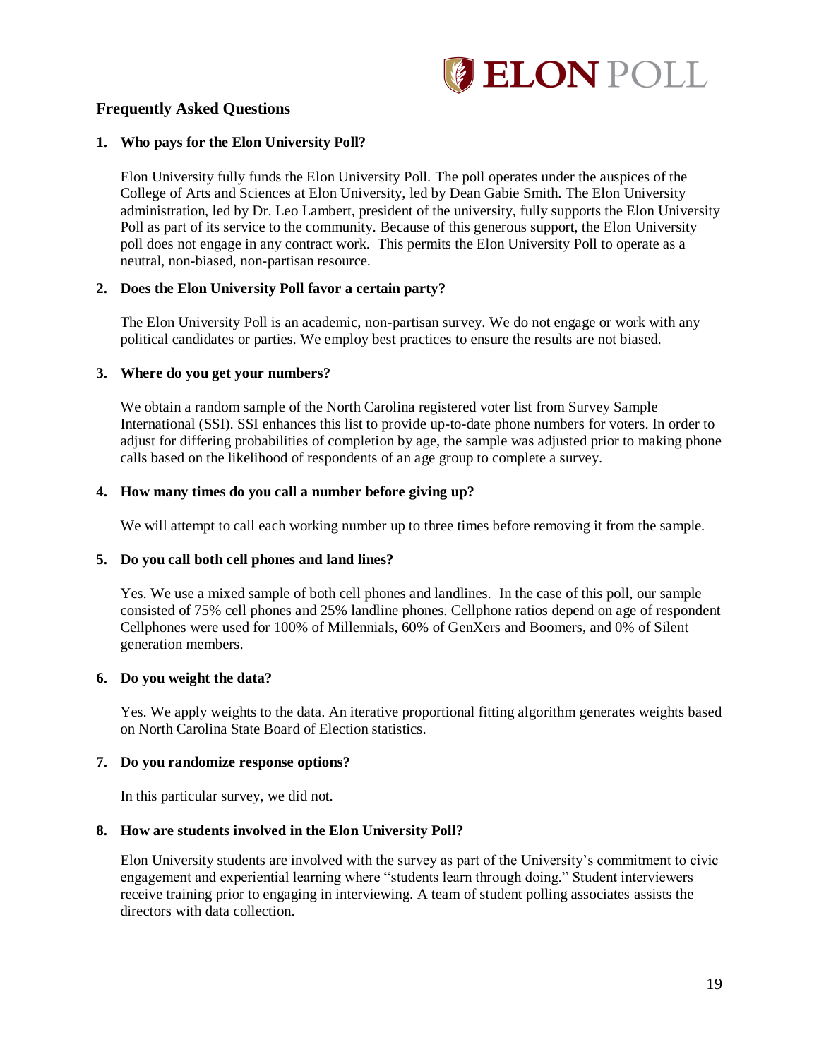## Frequently Asked Questions

### 1. Who pays for the Elon University Poll?

Elon University fully funds the Elon University Poll. The poll operates under the auspices of the College of Arts and Sciences at Elon University, led by Dean Gabie Smith. The Elon University administration, led by Dr. Leo Lambert, president of the university, fully supports the Elon University Poll as part of its service to the community. Because of this generous support, the Elon University poll does not engage in any contract work. This permits the Elon University Poll to operate as a neutral, non-biased, non-partisan resource.

### 2. Does the Elon University Poll favor a certain party?

The Elon University Poll is an academic, non-partisan survey. We do not engage or work with any political candidates or parties. We employ best practices to ensure the results are not biased.

### 3. Where do you get your numbers?

We obtain a random sample of the North Carolina registered voter list from Survey Sample International (SSI). SSI enhances this list to provide up-to-date phone numbers for voters. In order to adjust for differing probabilities of completion by age, the sample was adjusted prior to making phone calls based on the likelihood of respondents of an age group to complete a survey.

### 4. How many times do you call a number before giving up?

We will attempt to call each working number up to three times before removing it from the sample.

### 5. Do you call both cell phones and land lines?

Yes. We use a mixed sample of both cell phones and landlines. In the case of this poll, our sample consisted of 75% cell phones and 25% landline phones. Cellphone ratios depend on age of respondent Cellphones were used for 100% of Millennials, 60% of GenXers and Boomers, and 0% of Silent generation members.

### 6. Do you weight the data?

Yes. We apply weights to the data. An iterative proportional fitting algorithm generates weights based on North Carolina State Board of Election statistics.

### 7. Do you randomize response options?

In this particular survey, we did not.

### 8. How are students involved in the Elon University Poll?

Elon University students are involved with the survey as part of the University's commitment to civic engagement and experiential learning where "students learn through doing." Student interviewers receive training prior to engaging in interviewing. A team of student polling associates assists the directors with data collection.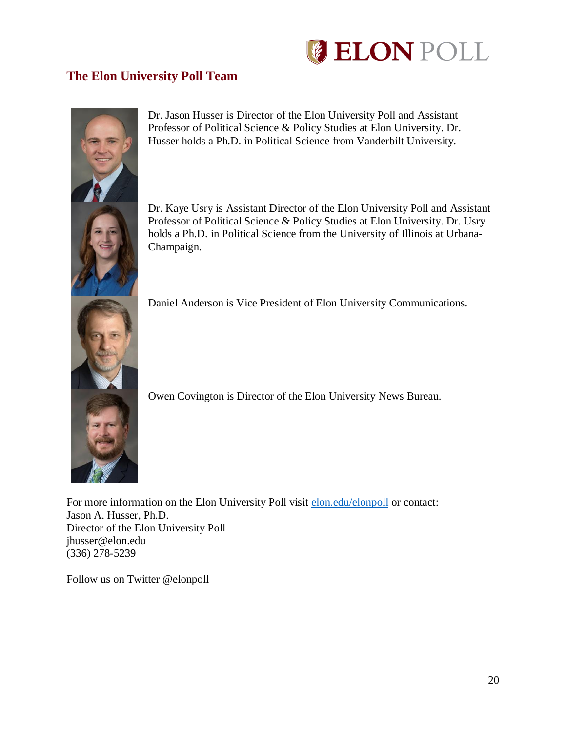ELON POLL

## The Elon University Poll Team

Dr. Jason Husser is Director of the Elon University Poll and Assistant Professor of Political Science & Policy Studies at Elon University. Dr. Husser holds a Ph.D. in Political Science from Vanderbilt University.

Dr. Kaye Usry is Assistant Director of the Elon University Poll and Assistant Professor of Political Science & Policy Studies at Elon University. Dr. Usry holds a Ph.D. in Political Science from the University of Illinois at Urbana-Champaign.

Daniel Anderson is Vice President of Elon University Communications.

Owen Covington is Director of the Elon University News Bureau.

For more information on the Elon University Poll visit [elon.edu/elonpoll](elon.edu/elonpoll) or contact:
Jason A. Husser, Ph.D.
Director of the Elon University Poll
jhusser@elon.edu
(336) 278-5239

Follow us on Twitter @elonpoll